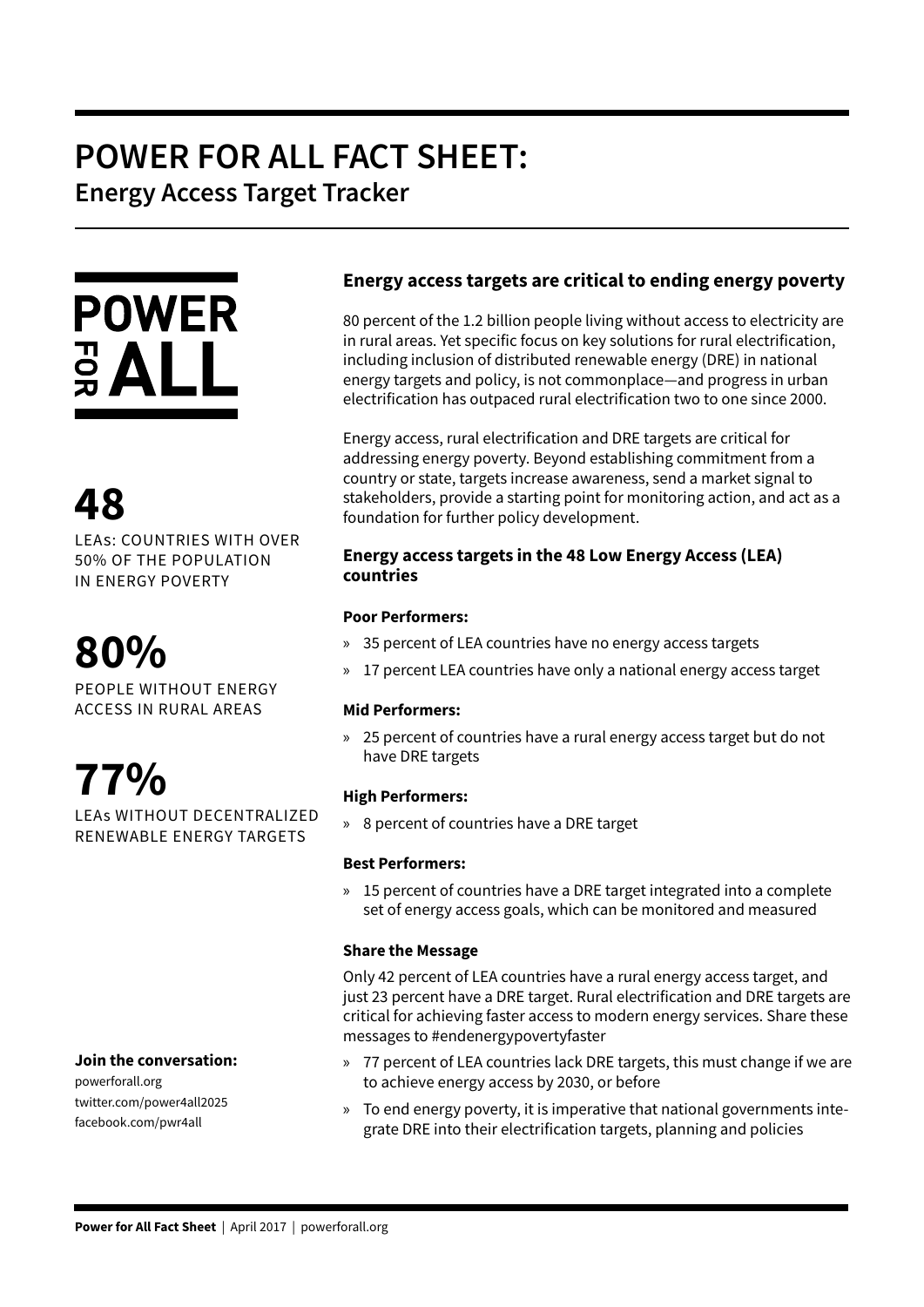# POWER FOR ALL FACT SHEET:

## Energy Access Target Tracker

POWER FOR ALL

**48**

LEAs: COUNTRIES WITH OVER 50% OF THE POPULATION IN ENERGY POVERTY

**80%**

PEOPLE WITHOUT ENERGY ACCESS IN RURAL AREAS

**77%**

LEAs WITHOUT DECENTRALIZED RENEWABLE ENERGY TARGETS

**Join the conversation:**

powerforall.org
twitter.com/power4all2025
facebook.com/pwr4all

### Energy access targets are critical to ending energy poverty

80 percent of the 1.2 billion people living without access to electricity are in rural areas. Yet specific focus on key solutions for rural electrification, including inclusion of distributed renewable energy (DRE) in national energy targets and policy, is not commonplace—and progress in urban electrification has outpaced rural electrification two to one since 2000.

Energy access, rural electrification and DRE targets are critical for addressing energy poverty. Beyond establishing commitment from a country or state, targets increase awareness, send a market signal to stakeholders, provide a starting point for monitoring action, and act as a foundation for further policy development.

### Energy access targets in the 48 Low Energy Access (LEA) countries

**Poor Performers:**

- 35 percent of LEA countries have no energy access targets
- 17 percent LEA countries have only a national energy access target

**Mid Performers:**

- 25 percent of countries have a rural energy access target but do not have DRE targets

**High Performers:**

- 8 percent of countries have a DRE target

**Best Performers:**

- 15 percent of countries have a DRE target integrated into a complete set of energy access goals, which can be monitored and measured

**Share the Message**

Only 42 percent of LEA countries have a rural energy access target, and just 23 percent have a DRE target. Rural electrification and DRE targets are critical for achieving faster access to modern energy services. Share these messages to #endenergypovertyfaster

- 77 percent of LEA countries lack DRE targets, this must change if we are to achieve energy access by 2030, or before
- To end energy poverty, it is imperative that national governments integrate DRE into their electrification targets, planning and policies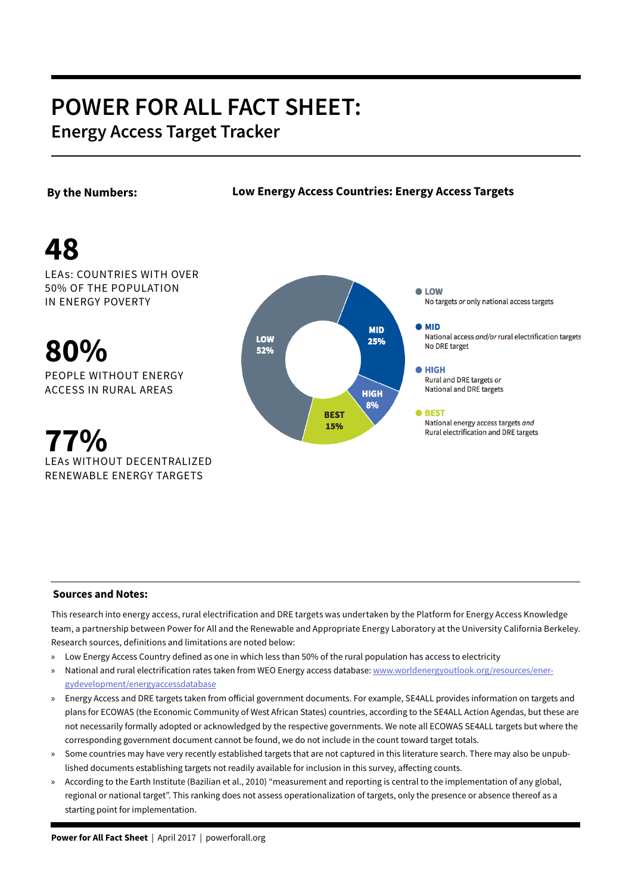# POWER FOR ALL FACT SHEET:
## Energy Access Target Tracker

**By the Numbers:**

# 48
LEAs: COUNTRIES WITH OVER 50% OF THE POPULATION IN ENERGY POVERTY

# 80%
PEOPLE WITHOUT ENERGY ACCESS IN RURAL AREAS

# 77%
LEAs WITHOUT DECENTRALIZED RENEWABLE ENERGY TARGETS

**Low Energy Access Countries: Energy Access Targets**

LOW 52%
MID 25%
HIGH 8%
BEST 15%

LOW
No targets *or* only national access targets

MID
National access *and/or* rural electrification targets
No DRE target

HIGH
Rural and DRE targets *or*
National and DRE targets

BEST
National energy access targets *and*
Rural electrification and DRE targets

**Sources and Notes:**

This research into energy access, rural electrification and DRE targets was undertaken by the Platform for Energy Access Knowledge team, a partnership between Power for All and the Renewable and Appropriate Energy Laboratory at the University California Berkeley. Research sources, definitions and limitations are noted below:

- Low Energy Access Country defined as one in which less than 50% of the rural population has access to electricity
- National and rural electrification rates taken from WEO Energy access database: www.worldenergyoutlook.org/resources/energydevelopment/energyaccessdatabase
- Energy Access and DRE targets taken from official government documents. For example, SE4ALL provides information on targets and plans for ECOWAS (the Economic Community of West African States) countries, according to the SE4ALL Action Agendas, but these are not necessarily formally adopted or acknowledged by the respective governments. We note all ECOWAS SE4ALL targets but where the corresponding government document cannot be found, we do not include in the count toward target totals.
- Some countries may have very recently established targets that are not captured in this literature search. There may also be unpublished documents establishing targets not readily available for inclusion in this survey, affecting counts.
- According to the Earth Institute (Bazilian et al., 2010) "measurement and reporting is central to the implementation of any global, regional or national target". This ranking does not assess operationalization of targets, only the presence or absence thereof as a starting point for implementation.

**Power for All Fact Sheet** | April 2017 | powerforall.org